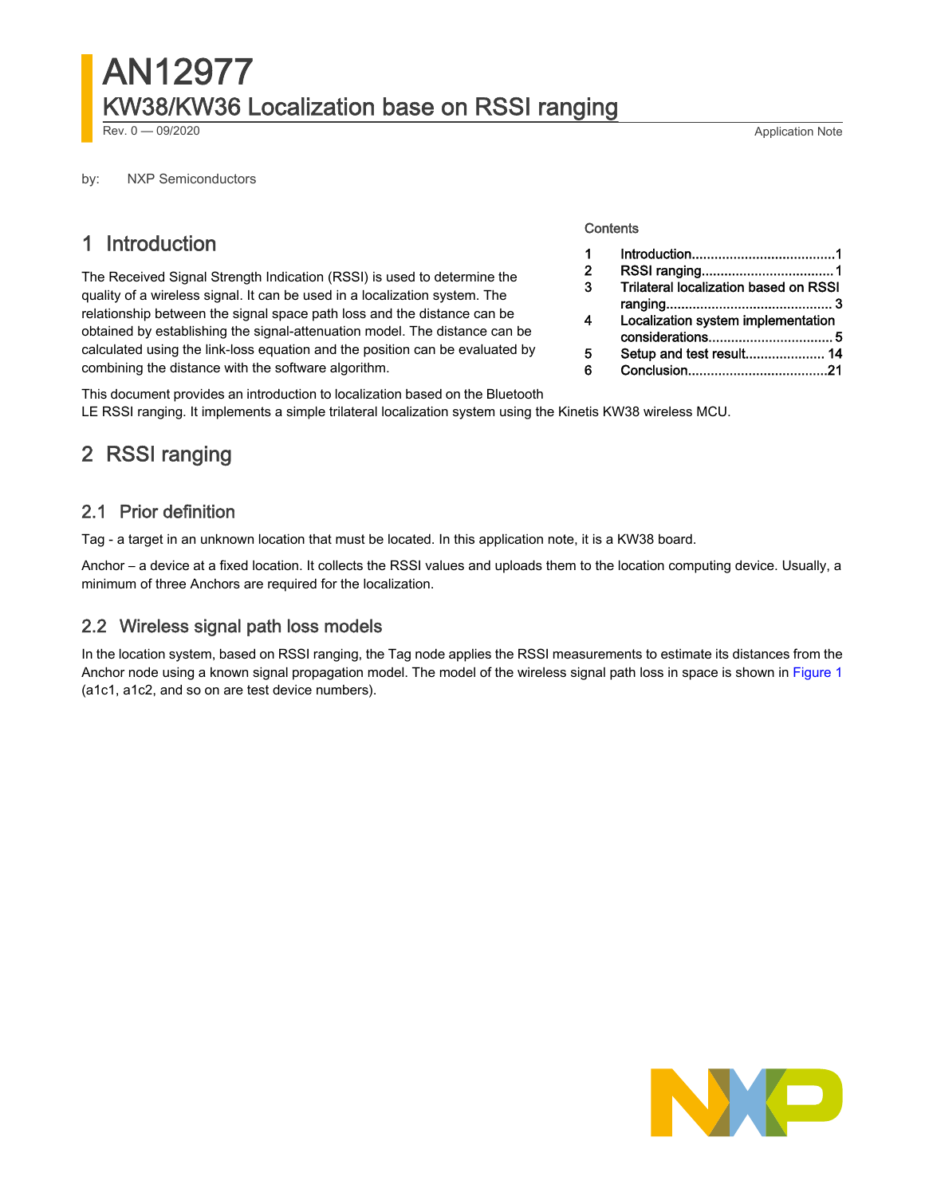# AN12977

## KW38/KW36 Localization base on RSSI ranging

Rev. 0 — 09/2020

Application Note

by: NXP Semiconductors

### Contents

| | | |
|---|---|---|
| 1 | Introduction | 1 |
| 2 | RSSI ranging | 1 |
| 3 | Trilateral localization based on RSSI ranging | 3 |
| 4 | Localization system implementation considerations | 5 |
| 5 | Setup and test result | 14 |
| 6 | Conclusion | 21 |

## 1 Introduction

The Received Signal Strength Indication (RSSI) is used to determine the quality of a wireless signal. It can be used in a localization system. The relationship between the signal space path loss and the distance can be obtained by establishing the signal-attenuation model. The distance can be calculated using the link-loss equation and the position can be evaluated by combining the distance with the software algorithm.

This document provides an introduction to localization based on the Bluetooth LE RSSI ranging. It implements a simple trilateral localization system using the Kinetis KW38 wireless MCU.

## 2 RSSI ranging

### 2.1 Prior definition

Tag - a target in an unknown location that must be located. In this application note, it is a KW38 board.

Anchor – a device at a fixed location. It collects the RSSI values and uploads them to the location computing device. Usually, a minimum of three Anchors are required for the localization.

### 2.2 Wireless signal path loss models

In the location system, based on RSSI ranging, the Tag node applies the RSSI measurements to estimate its distances from the Anchor node using a known signal propagation model. The model of the wireless signal path loss in space is shown in Figure 1 (a1c1, a1c2, and so on are test device numbers).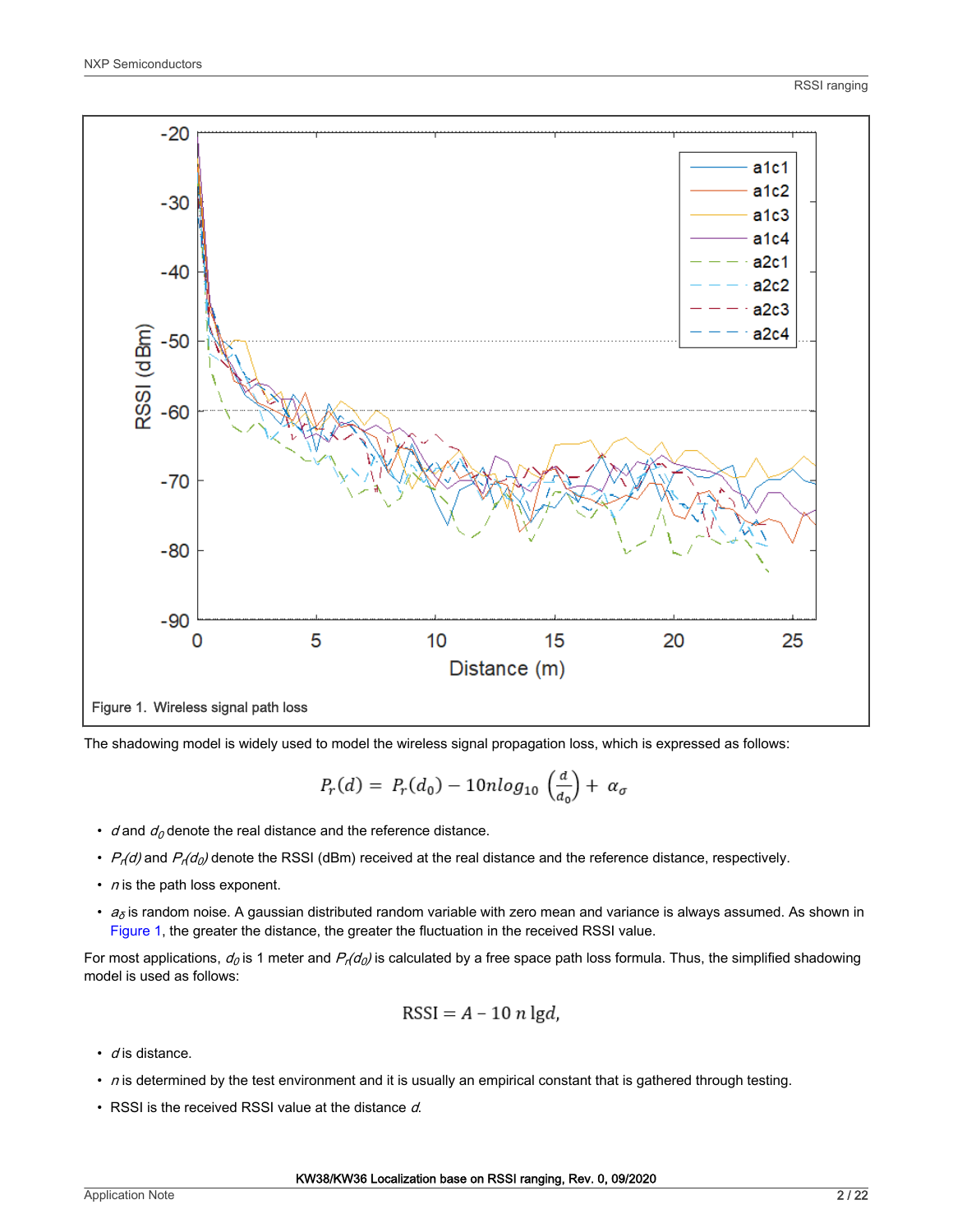-20
-30
-40
-50
-60
-70
-80
-90

RSSI (dBm)

0
5
10
15
20
25

Distance (m)

a1c1
a1c2
a1c3
a1c4
a2c1
a2c2
a2c3
a2c4

Figure 1. Wireless signal path loss

The shadowing model is widely used to model the wireless signal propagation loss, which is expressed as follows:

$$P_r(d) = P_r(d_0) - 10nlog_{10}\left(\frac{d}{d_0}\right) + \alpha_\sigma$$

- $d$ and $d_0$ denote the real distance and the reference distance.
- $P_r(d)$ and $P_r(d_0)$ denote the RSSI (dBm) received at the real distance and the reference distance, respectively.
- $n$ is the path loss exponent.
- $a_\delta$ is random noise. A gaussian distributed random variable with zero mean and variance is always assumed. As shown in Figure 1, the greater the distance, the greater the fluctuation in the received RSSI value.

For most applications, $d_0$ is 1 meter and $P_r(d_0)$ is calculated by a free space path loss formula. Thus, the simplified shadowing model is used as follows:

$$\text{RSSI} = A - 10\, n\, \text{lg}d,$$

- $d$ is distance.
- $n$ is determined by the test environment and it is usually an empirical constant that is gathered through testing.
- RSSI is the received RSSI value at the distance $d$.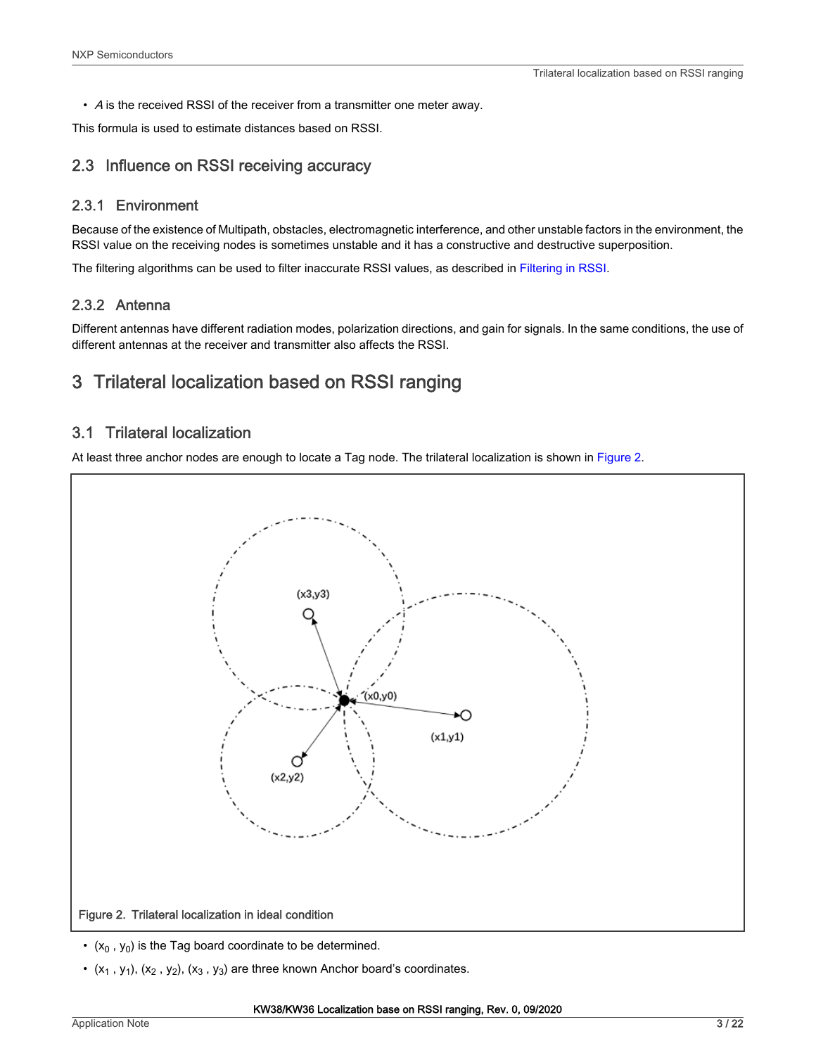- *A* is the received RSSI of the receiver from a transmitter one meter away.

This formula is used to estimate distances based on RSSI.

## 2.3 Influence on RSSI receiving accuracy

### 2.3.1 Environment

Because of the existence of Multipath, obstacles, electromagnetic interference, and other unstable factors in the environment, the RSSI value on the receiving nodes is sometimes unstable and it has a constructive and destructive superposition.

The filtering algorithms can be used to filter inaccurate RSSI values, as described in Filtering in RSSI.

### 2.3.2 Antenna

Different antennas have different radiation modes, polarization directions, and gain for signals. In the same conditions, the use of different antennas at the receiver and transmitter also affects the RSSI.

# 3 Trilateral localization based on RSSI ranging

## 3.1 Trilateral localization

At least three anchor nodes are enough to locate a Tag node. The trilateral localization is shown in Figure 2.

(x3,y3)

(x0,y0)

(x1,y1)

(x2,y2)

Figure 2. Trilateral localization in ideal condition

- $(x_0, y_0)$ is the Tag board coordinate to be determined.
- $(x_1, y_1)$, $(x_2, y_2)$, $(x_3, y_3)$ are three known Anchor board's coordinates.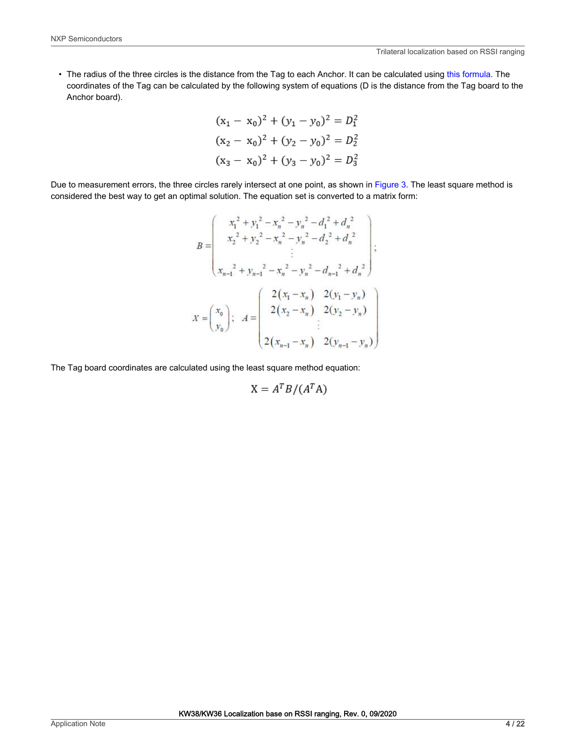- The radius of the three circles is the distance from the Tag to each Anchor. It can be calculated using this formula. The coordinates of the Tag can be calculated by the following system of equations (D is the distance from the Tag board to the Anchor board).

$$(x_1 - x_0)^2 + (y_1 - y_0)^2 = D_1^2$$
$$(x_2 - x_0)^2 + (y_2 - y_0)^2 = D_2^2$$
$$(x_3 - x_0)^2 + (y_3 - y_0)^2 = D_3^2$$

Due to measurement errors, the three circles rarely intersect at one point, as shown in Figure 3. The least square method is considered the best way to get an optimal solution. The equation set is converted to a matrix form:

$$B = \begin{pmatrix} x_1^2 + y_1^2 - x_n^2 - y_n^2 - d_1^2 + d_n^2 \\ x_2^2 + y_2^2 - x_n^2 - y_n^2 - d_2^2 + d_n^2 \\ \vdots \\ x_{n-1}^2 + y_{n-1}^2 - x_n^2 - y_n^2 - d_{n-1}^2 + d_n^2 \end{pmatrix};$$

$$X = \begin{pmatrix} x_0 \\ y_0 \end{pmatrix}; \quad A = \begin{pmatrix} 2(x_1 - x_n) & 2(y_1 - y_n) \\ 2(x_2 - x_n) & 2(y_2 - y_n) \\ \vdots & \\ 2(x_{n-1} - x_n) & 2(y_{n-1} - y_n) \end{pmatrix}$$

The Tag board coordinates are calculated using the least square method equation:

$$X = A^T B / (A^T A)$$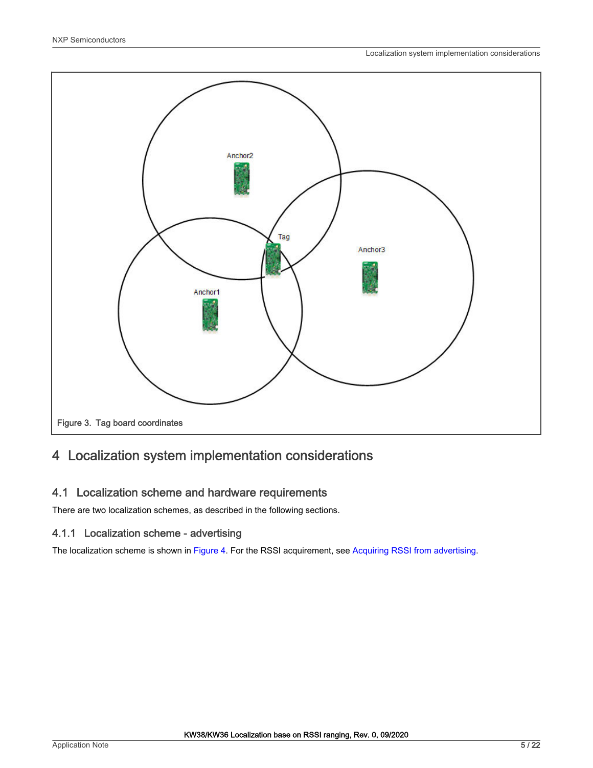Anchor2

Tag

Anchor3

Anchor1

Figure 3. Tag board coordinates

# 4 Localization system implementation considerations

## 4.1 Localization scheme and hardware requirements

There are two localization schemes, as described in the following sections.

### 4.1.1 Localization scheme - advertising

The localization scheme is shown in Figure 4. For the RSSI acquirement, see Acquiring RSSI from advertising.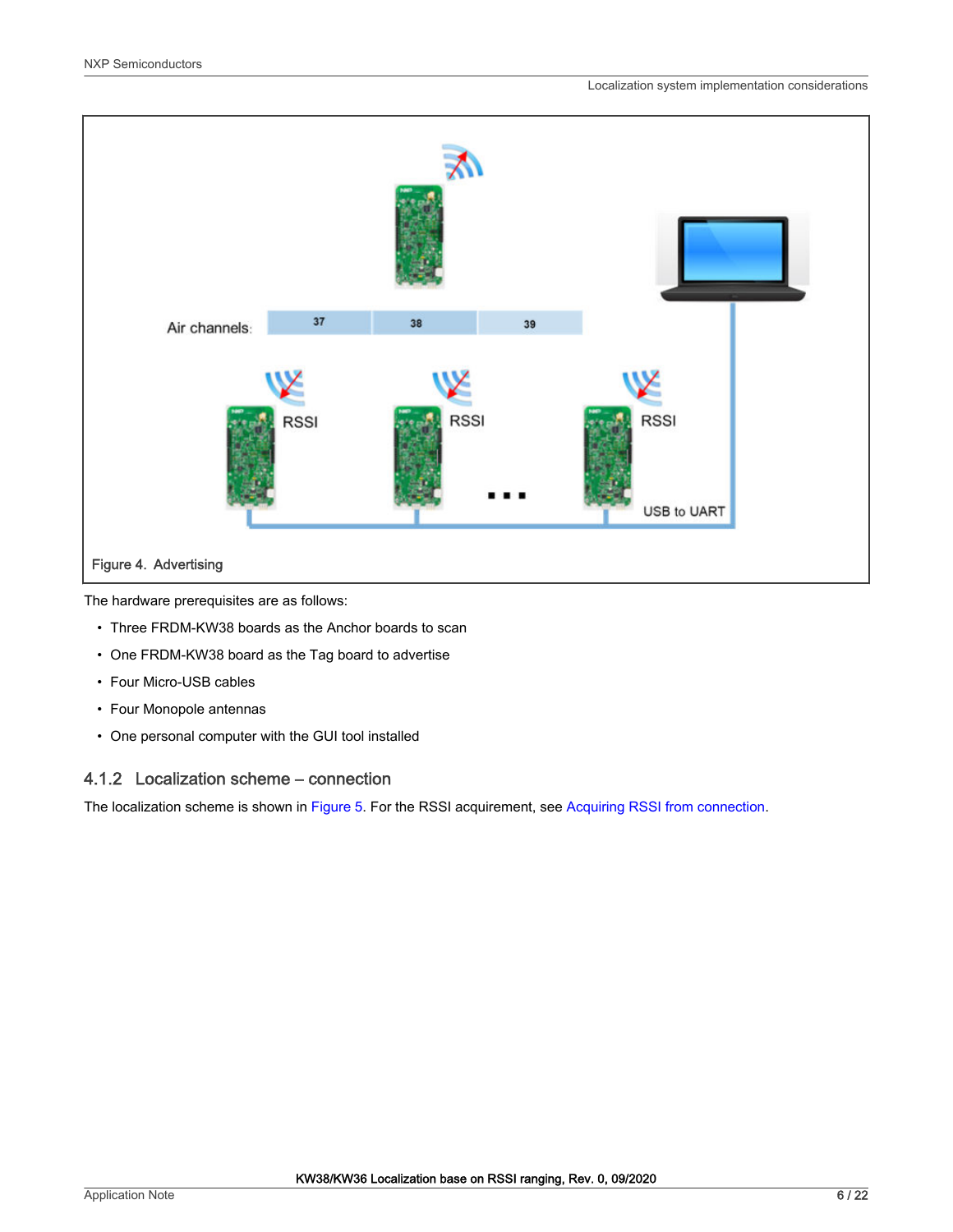Air channels:

37

38

39

RSSI

RSSI

RSSI

USB to UART

Figure 4. Advertising

The hardware prerequisites are as follows:

- Three FRDM-KW38 boards as the Anchor boards to scan
- One FRDM-KW38 board as the Tag board to advertise
- Four Micro-USB cables
- Four Monopole antennas
- One personal computer with the GUI tool installed

### 4.1.2 Localization scheme – connection

The localization scheme is shown in Figure 5. For the RSSI acquirement, see Acquiring RSSI from connection.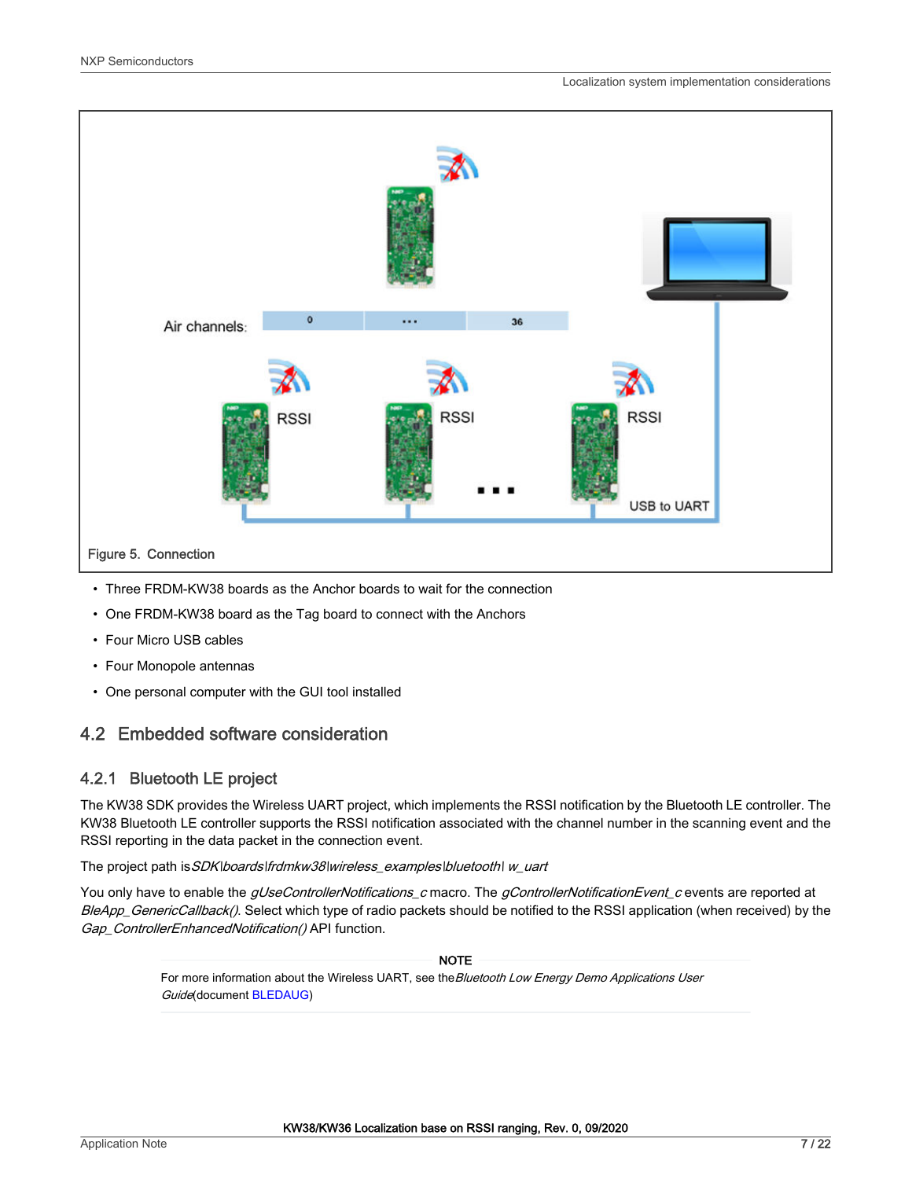Air channels:

0

...

36

RSSI

RSSI

RSSI

USB to UART

Figure 5. Connection

- Three FRDM-KW38 boards as the Anchor boards to wait for the connection
- One FRDM-KW38 board as the Tag board to connect with the Anchors
- Four Micro USB cables
- Four Monopole antennas
- One personal computer with the GUI tool installed

## 4.2 Embedded software consideration

### 4.2.1 Bluetooth LE project

The KW38 SDK provides the Wireless UART project, which implements the RSSI notification by the Bluetooth LE controller. The KW38 Bluetooth LE controller supports the RSSI notification associated with the channel number in the scanning event and the RSSI reporting in the data packet in the connection event.

The project path is *SDK\boards\frdmkw38\wireless_examples\bluetooth\ w_uart*

You only have to enable the *gUseControllerNotifications_c* macro. The *gControllerNotificationEvent_c* events are reported at *BleApp_GenericCallback()*. Select which type of radio packets should be notified to the RSSI application (when received) by the *Gap_ControllerEnhancedNotification()* API function.

**NOTE**

For more information about the Wireless UART, see the *Bluetooth Low Energy Demo Applications User Guide*(document BLEDAUG)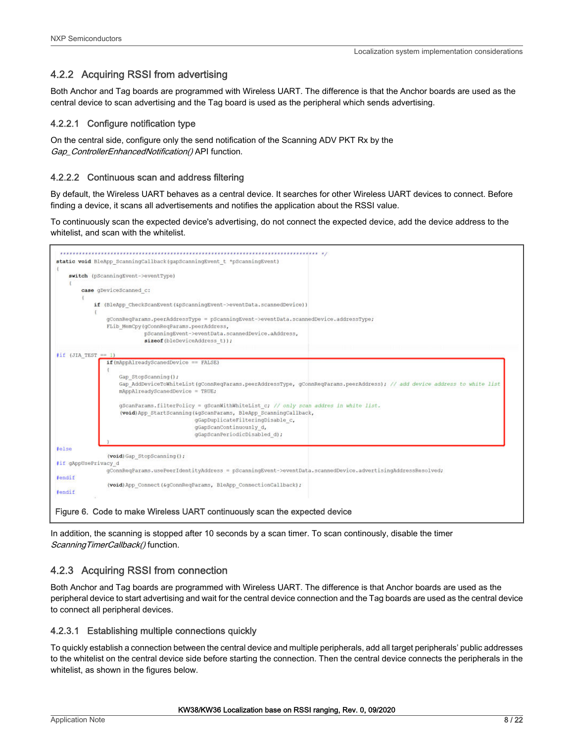### 4.2.2 Acquiring RSSI from advertising

Both Anchor and Tag boards are programmed with Wireless UART. The difference is that the Anchor boards are used as the central device to scan advertising and the Tag board is used as the peripheral which sends advertising.

#### 4.2.2.1 Configure notification type

On the central side, configure only the send notification of the Scanning ADV PKT Rx by the *Gap_ControllerEnhancedNotification()* API function.

#### 4.2.2.2 Continuous scan and address filtering

By default, the Wireless UART behaves as a central device. It searches for other Wireless UART devices to connect. Before finding a device, it scans all advertisements and notifies the application about the RSSI value.

To continuously scan the expected device's advertising, do not connect the expected device, add the device address to the whitelist, and scan with the whitelist.

```
************************************************************************************ */
static void BleApp_ScanningCallback(gapScanningEvent_t *pScanningEvent)
{
    switch (pScanningEvent->eventType)
    {
        case gDeviceScanned_c:
        {
            if (BleApp_CheckScanEvent(&pScanningEvent->eventData.scannedDevice))
            {
                gConnReqParams.peerAddressType = pScanningEvent->eventData.scannedDevice.addressType;
                FLib_MemCpy(gConnReqParams.peerAddress,
                            pScanningEvent->eventData.scannedDevice.aAddress,
                            sizeof(bleDeviceAddress_t));

#if (JIA_TEST == 1)
                if(mAppAlreadyScanedDevice == FALSE)
                {
                    Gap_StopScanning();
                    Gap_AddDeviceToWhiteList(gConnReqParams.peerAddressType, gConnReqParams.peerAddress); // add device address to white list
                    mAppAlreadyScanedDevice = TRUE;

                    gScanParams.filterPolicy = gScanWithWhiteList_c; // only scan addres in white list.
                    (void)App_StartScanning(&gScanParams, BleApp_ScanningCallback,
                                            gGapDuplicateFilteringDisable_c,
                                            gGapScanContinuously_d,
                                            gGapScanPeriodicDisabled_d);
                }
#else
                (void)Gap_StopScanning();
#if gAppUsePrivacy_d
                gConnReqParams.usePeerIdentityAddress = pScanningEvent->eventData.scannedDevice.advertisingAddressResolved;
#endif
                (void)App_Connect(&gConnReqParams, BleApp_ConnectionCallback);
#endif
```

Figure 6. Code to make Wireless UART continuously scan the expected device

In addition, the scanning is stopped after 10 seconds by a scan timer. To scan continously, disable the timer *ScanningTimerCallback()* function.

### 4.2.3 Acquiring RSSI from connection

Both Anchor and Tag boards are programmed with Wireless UART. The difference is that Anchor boards are used as the peripheral device to start advertising and wait for the central device connection and the Tag boards are used as the central device to connect all peripheral devices.

#### 4.2.3.1 Establishing multiple connections quickly

To quickly establish a connection between the central device and multiple peripherals, add all target peripherals' public addresses to the whitelist on the central device side before starting the connection. Then the central device connects the peripherals in the whitelist, as shown in the figures below.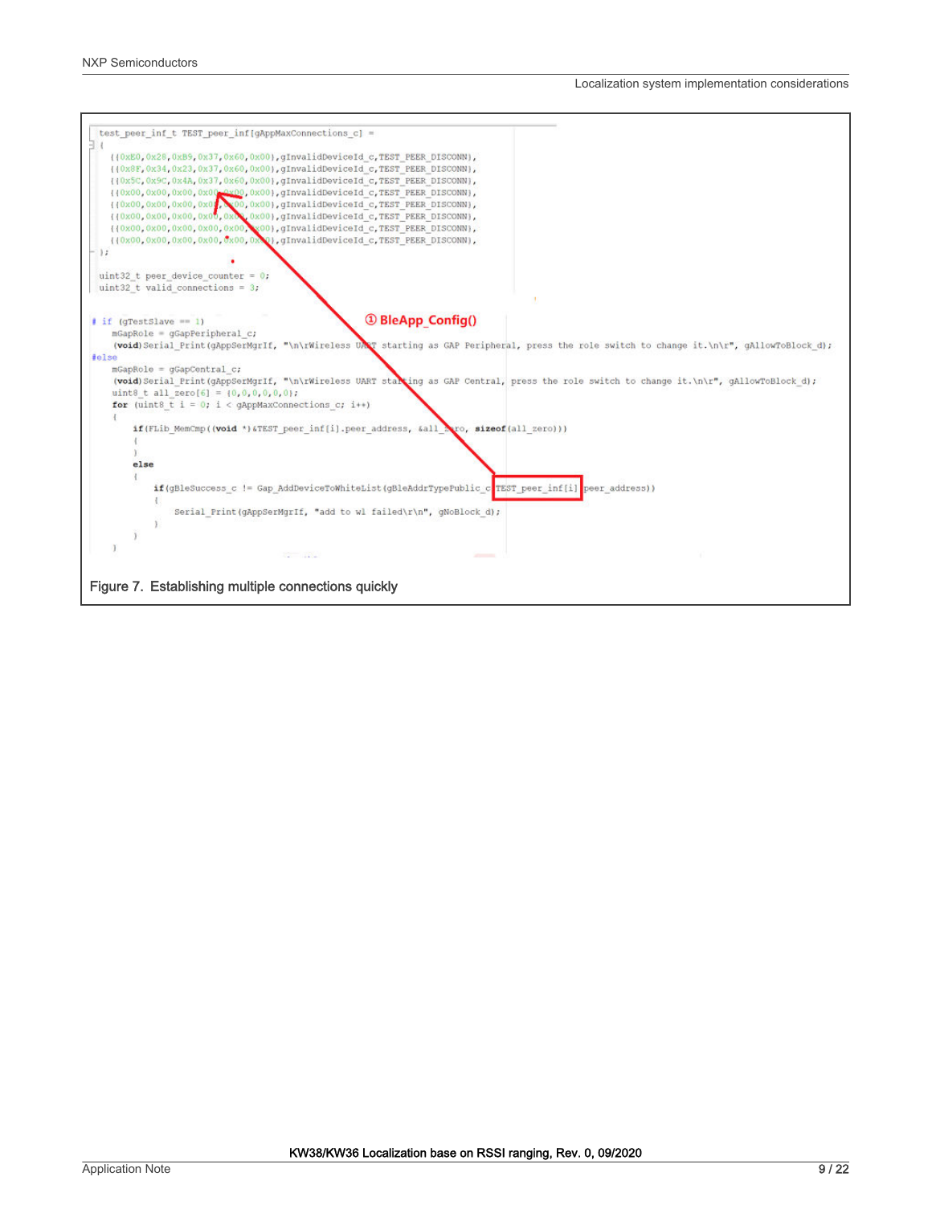```c
test_peer_inf_t TEST_peer_inf[gAppMaxConnections_c] =
{
    {{0xE0,0x28,0xB9,0x37,0x60,0x00},gInvalidDeviceId_c,TEST_PEER_DISCONN},
    {{0x8F,0x34,0x23,0x37,0x60,0x00},gInvalidDeviceId_c,TEST_PEER_DISCONN},
    {{0x5C,0x9C,0x4A,0x37,0x60,0x00},gInvalidDeviceId_c,TEST_PEER_DISCONN},
    {{0x00,0x00,0x00,0x00,0x00,0x00},gInvalidDeviceId_c,TEST_PEER_DISCONN},
    {{0x00,0x00,0x00,0x00,0x00,0x00},gInvalidDeviceId_c,TEST_PEER_DISCONN},
    {{0x00,0x00,0x00,0x00,0x00,0x00},gInvalidDeviceId_c,TEST_PEER_DISCONN},
    {{0x00,0x00,0x00,0x00,0x00,0x00},gInvalidDeviceId_c,TEST_PEER_DISCONN},
    {{0x00,0x00,0x00,0x00,0x00,0x00},gInvalidDeviceId_c,TEST_PEER_DISCONN},
};

uint32_t peer_device_counter = 0;
uint32_t valid_connections = 3;

# if (gTestSlave == 1)
    mGapRole = gGapPeripheral_c;
    (void)Serial_Print(gAppSerMgrIf, "\n\rWireless UART starting as GAP Peripheral, press the role switch to change it.\n\r", gAllowToBlock_d);
#else
    mGapRole = gGapCentral_c;
    (void)Serial_Print(gAppSerMgrIf, "\n\rWireless UART starting as GAP Central, press the role switch to change it.\n\r", gAllowToBlock_d);
    uint8_t all_zero[6] = {0,0,0,0,0,0};
    for (uint8_t i = 0; i < gAppMaxConnections_c; i++)
    {
        if(FLib_MemCmp((void *)&TEST_peer_inf[i].peer_address, &all_zero, sizeof(all_zero)))
        {
        }
        else
        {
            if(gBleSuccess_c != Gap_AddDeviceToWhiteList(gBleAddrTypePublic_c,TEST_peer_inf[i].peer_address))
            {
                Serial_Print(gAppSerMgrIf, "add to wl failed\r\n", gNoBlock_d);
            }
        }
    }
```

① BleApp_Config()

Figure 7. Establishing multiple connections quickly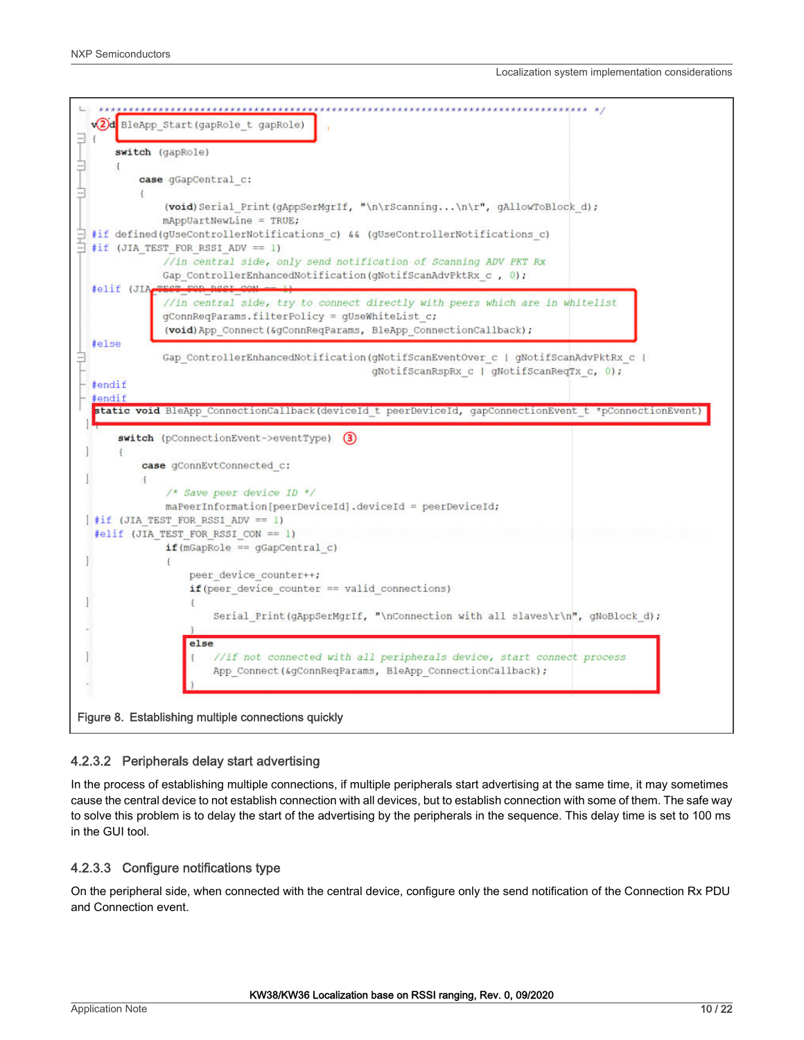```
/*****************************************************************************/
void BleApp_Start(gapRole_t gapRole)
{
    switch (gapRole)
    {
        case gGapCentral_c:
        {
            (void)Serial_Print(gAppSerMgrIf, "\n\rScanning...\n\r", gAllowToBlock_d);
            mAppUartNewLine = TRUE;
#if defined(gUseControllerNotifications_c) && (gUseControllerNotifications_c)
#if (JIA_TEST_FOR_RSSI_ADV == 1)
            //in central side, only send notification of Scanning ADV PKT Rx
            Gap_ControllerEnhancedNotification(gNotifScanAdvPktRx_c , 0);
#elif (JIA_TEST_FOR_RSSI_CON == 1)
            //in central side, try to connect directly with peers which are in whitelist
            gConnReqParams.filterPolicy = gUseWhiteList_c;
            (void)App_Connect(&gConnReqParams, BleApp_ConnectionCallback);
#else
            Gap_ControllerEnhancedNotification(gNotifScanEventOver_c | gNotifScanAdvPktRx_c |
                                               gNotifScanRspRx_c | gNotifScanReqTx_c, 0);
#endif
#endif
static void BleApp_ConnectionCallback(deviceId_t peerDeviceId, gapConnectionEvent_t *pConnectionEvent)
{
    switch (pConnectionEvent->eventType)
    {
        case gConnEvtConnected_c:
        {
            /* Save peer device ID */
            maPeerInformation[peerDeviceId].deviceId = peerDeviceId;
#if (JIA_TEST_FOR_RSSI_ADV == 1)
#elif (JIA_TEST_FOR_RSSI_CON == 1)
            if(mGapRole == gGapCentral_c)
            {
                peer_device_counter++;
                if(peer_device_counter == valid_connections)
                {
                    Serial_Print(gAppSerMgrIf, "\nConnection with all slaves\r\n", gNoBlock_d);
                }
                else
                {   //if not connected with all peripherals device, start connect process
                    App_Connect(&gConnReqParams, BleApp_ConnectionCallback);
                }
```

Figure 8. Establishing multiple connections quickly

#### 4.2.3.2 Peripherals delay start advertising

In the process of establishing multiple connections, if multiple peripherals start advertising at the same time, it may sometimes cause the central device to not establish connection with all devices, but to establish connection with some of them. The safe way to solve this problem is to delay the start of the advertising by the peripherals in the sequence. This delay time is set to 100 ms in the GUI tool.

#### 4.2.3.3 Configure notifications type

On the peripheral side, when connected with the central device, configure only the send notification of the Connection Rx PDU and Connection event.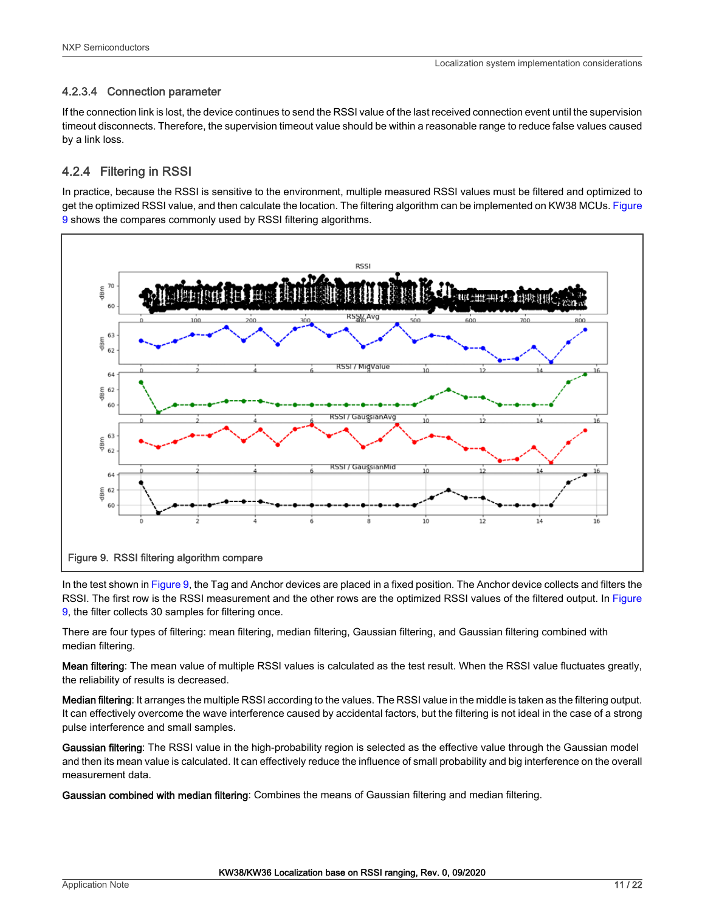### 4.2.3.4 Connection parameter

If the connection link is lost, the device continues to send the RSSI value of the last received connection event until the supervision timeout disconnects. Therefore, the supervision timeout value should be within a reasonable range to reduce false values caused by a link loss.

## 4.2.4 Filtering in RSSI

In practice, because the RSSI is sensitive to the environment, multiple measured RSSI values must be filtered and optimized to get the optimized RSSI value, and then calculate the location. The filtering algorithm can be implemented on KW38 MCUs. Figure 9 shows the compares commonly used by RSSI filtering algorithms.

RSSI
-dBm
70
60
0 100 200 300 400 500 600 700 800

RSSI / Avg
-dBm
63
62
0 2 4 6 8 10 12 14 16

RSSI / MidValue
-dBm
64
62
60
0 2 4 6 8 10 12 14 16

RSSI / GaussianAvg
-dBm
63
62
0 2 4 6 8 10 12 14 16

RSSI / GaussianMid
-dBm
64
62
60
0 2 4 6 8 10 12 14 16

Figure 9. RSSI filtering algorithm compare

In the test shown in Figure 9, the Tag and Anchor devices are placed in a fixed position. The Anchor device collects and filters the RSSI. The first row is the RSSI measurement and the other rows are the optimized RSSI values of the filtered output. In Figure 9, the filter collects 30 samples for filtering once.

There are four types of filtering: mean filtering, median filtering, Gaussian filtering, and Gaussian filtering combined with median filtering.

**Mean filtering**: The mean value of multiple RSSI values is calculated as the test result. When the RSSI value fluctuates greatly, the reliability of results is decreased.

**Median filtering**: It arranges the multiple RSSI according to the values. The RSSI value in the middle is taken as the filtering output. It can effectively overcome the wave interference caused by accidental factors, but the filtering is not ideal in the case of a strong pulse interference and small samples.

**Gaussian filtering**: The RSSI value in the high-probability region is selected as the effective value through the Gaussian model and then its mean value is calculated. It can effectively reduce the influence of small probability and big interference on the overall measurement data.

**Gaussian combined with median filtering**: Combines the means of Gaussian filtering and median filtering.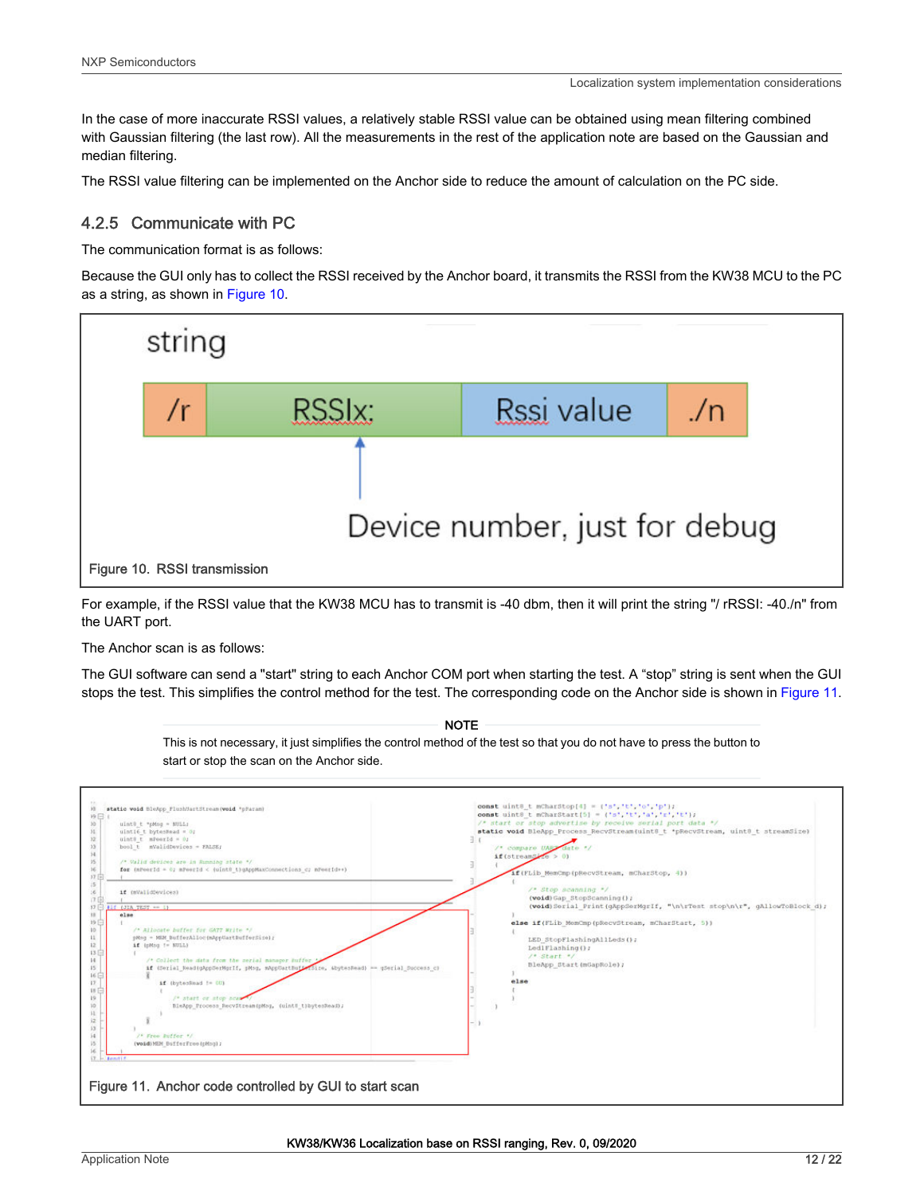In the case of more inaccurate RSSI values, a relatively stable RSSI value can be obtained using mean filtering combined with Gaussian filtering (the last row). All the measurements in the rest of the application note are based on the Gaussian and median filtering.

The RSSI value filtering can be implemented on the Anchor side to reduce the amount of calculation on the PC side.

### 4.2.5 Communicate with PC

The communication format is as follows:

Because the GUI only has to collect the RSSI received by the Anchor board, it transmits the RSSI from the KW38 MCU to the PC as a string, as shown in Figure 10.

string

/r | RSSIx: | Rssi value | ./n

Device number, just for debug

Figure 10. RSSI transmission

For example, if the RSSI value that the KW38 MCU has to transmit is -40 dbm, then it will print the string "/ rRSSI: -40./n" from the UART port.

The Anchor scan is as follows:

The GUI software can send a "start" string to each Anchor COM port when starting the test. A “stop” string is sent when the GUI stops the test. This simplifies the control method for the test. The corresponding code on the Anchor side is shown in Figure 11.

**NOTE**

This is not necessary, it just simplifies the control method of the test so that you do not have to press the button to start or stop the scan on the Anchor side.

```
static void BleApp_FlushUartStream(void *pParam)
{
    uint8_t *pMsg = NULL;
    uint16_t bytesRead = 0;
    uint8_t  mPeerId = 0;
    bool_t   mValidDevices = FALSE;

    /* Valid devices are in Running state */
    for (mPeerId = 0; mPeerId < (uint8_t)gAppMaxConnections_c; mPeerId++)
    {
    ...
    if (mValidDevices)
    ...
#if (JIA_TEST == 1)
    else
    {
        /* Allocate buffer for GATT Write */
        pMsg = MEM_BufferAlloc(mAppUartBufferSize);
        if (pMsg != NULL)
        {
            /* Collect the data from the serial manager buffer */
            if (Serial_Read(gAppSerMgrIf, pMsg, mAppUartBufferSize, &bytesRead) == gSerial_Success_c)
            {
                if (bytesRead != 0U)
                {
                    /* start or stop scan */
                    BleApp_Process_RecvStream(pMsg, (uint8_t)bytesRead);
                }
            }
            /* Free Buffer */
            (void)MEM_BufferFree(pMsg);
        }
    }
#endif
```

```
const uint8_t mCharStop[4] = {'s','t','o','p'};
const uint8_t mCharStart[5] = {'s','t','a','r','t'};
/* start or stop advertise by receive serial port data */
static void BleApp_Process_RecvStream(uint8_t *pRecvStream, uint8_t streamSize)
{
    /* compare UART date */
    if(streamSize > 0)
    {
        if(FLib_MemCmp(pRecvStream, mCharStop, 4))
        {
            /* Stop scanning */
            (void)Gap_StopScanning();
            (void)Serial_Print(gAppSerMgrIf, "\n\rTest stop\n\r", gAllowToBlock_d);
        }
        else if(FLib_MemCmp(pRecvStream, mCharStart, 5))
        {
            LED_StopFlashingAllLeds();
            Led1Flashing();
            /* Start */
            BleApp_Start(mGapRole);
        }
        else
        {
        }
    }
}
```

Figure 11. Anchor code controlled by GUI to start scan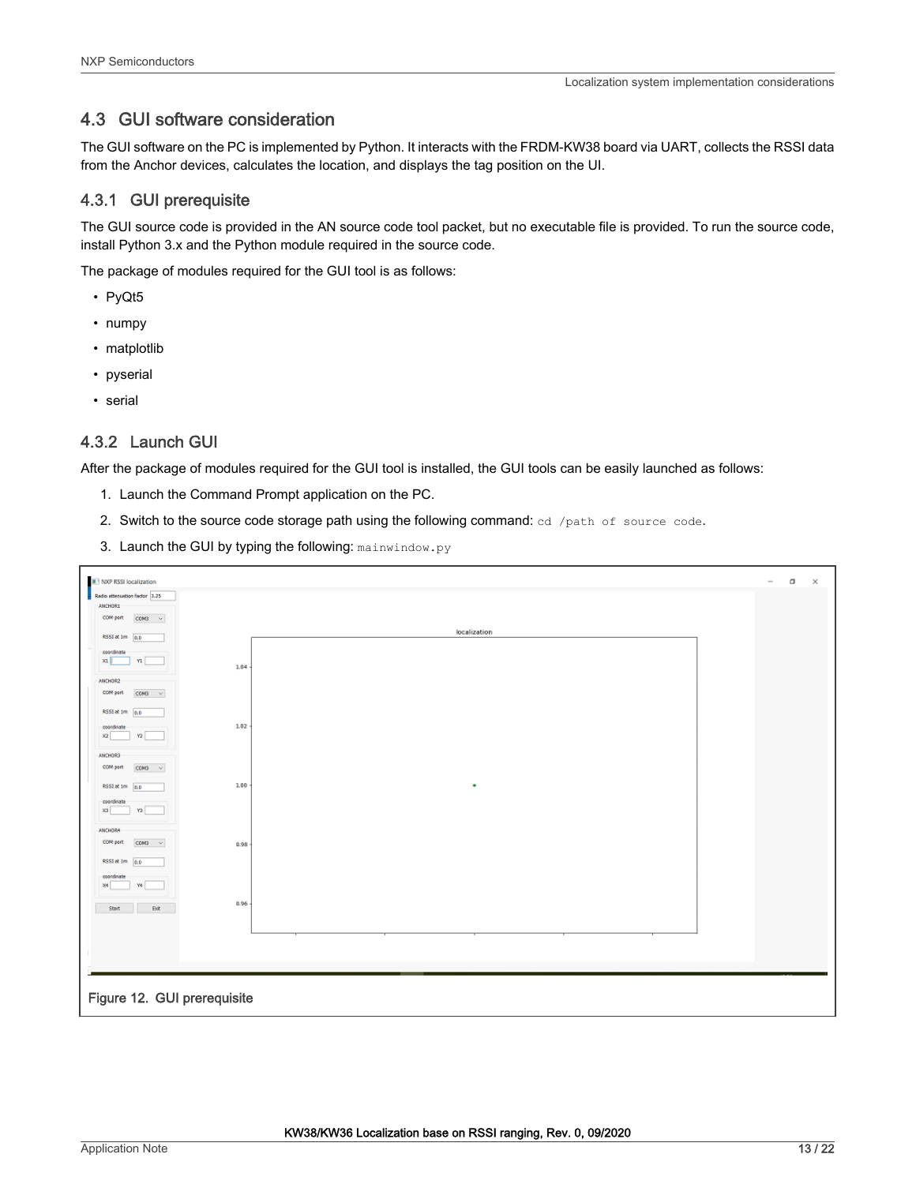## 4.3 GUI software consideration

The GUI software on the PC is implemented by Python. It interacts with the FRDM-KW38 board via UART, collects the RSSI data from the Anchor devices, calculates the location, and displays the tag position on the UI.

### 4.3.1 GUI prerequisite

The GUI source code is provided in the AN source code tool packet, but no executable file is provided. To run the source code, install Python 3.x and the Python module required in the source code.

The package of modules required for the GUI tool is as follows:

- PyQt5
- numpy
- matplotlib
- pyserial
- serial

### 4.3.2 Launch GUI

After the package of modules required for the GUI tool is installed, the GUI tools can be easily launched as follows:

1. Launch the Command Prompt application on the PC.
2. Switch to the source code storage path using the following command: `cd /path of source code`.
3. Launch the GUI by typing the following: `mainwindow.py`

NXP RSSI localization

Radio attenuation factor 3.25

ANCHOR1

COM port COM3

RSSI at 1m 0.0

coordinate

X1 Y1

ANCHOR2

COM port COM3

RSSI at 1m 0.0

coordinate

X2 Y2

ANCHOR3

COM port COM3

RSSI at 1m 0.0

coordinate

X3 Y3

ANCHOR4

COM port COM3

RSSI at 1m 0.0

coordinate

X4 Y4

Start Exit

localization

1.04

1.02

1.00

0.98

0.96

Figure 12. GUI prerequisite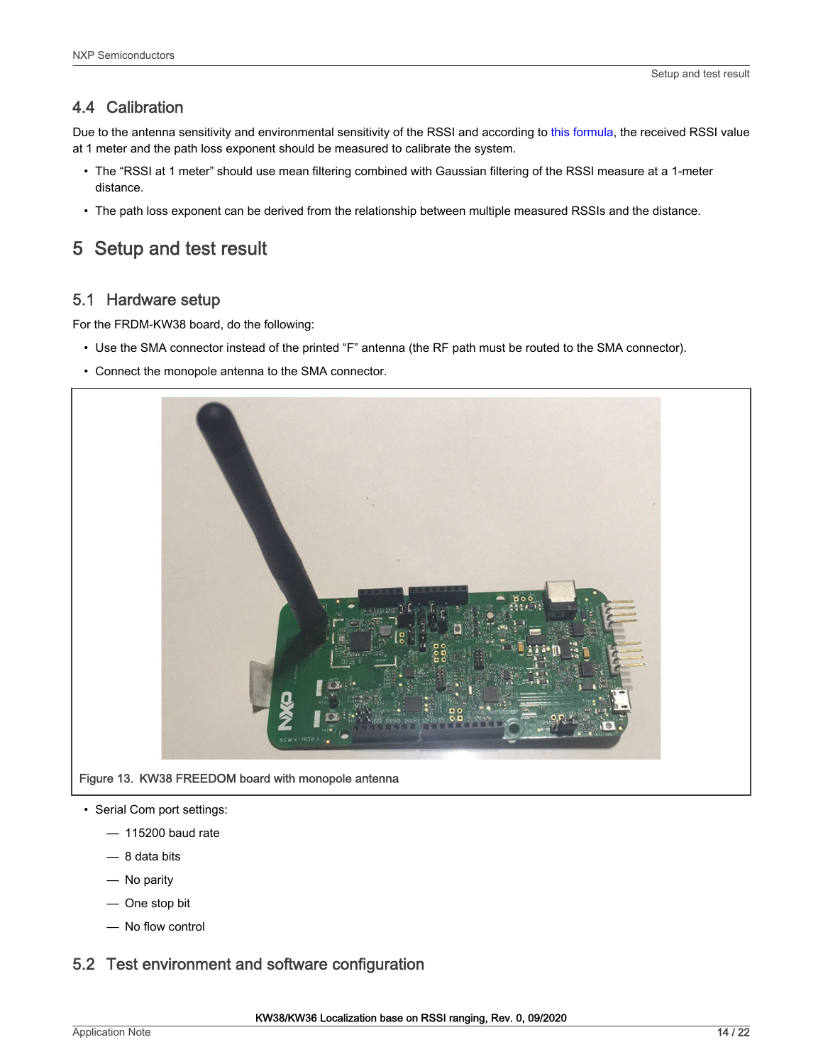### 4.4 Calibration

Due to the antenna sensitivity and environmental sensitivity of the RSSI and according to this formula, the received RSSI value at 1 meter and the path loss exponent should be measured to calibrate the system.

- The “RSSI at 1 meter” should use mean filtering combined with Gaussian filtering of the RSSI measure at a 1-meter distance.
- The path loss exponent can be derived from the relationship between multiple measured RSSIs and the distance.

## 5 Setup and test result

### 5.1 Hardware setup

For the FRDM-KW38 board, do the following:

- Use the SMA connector instead of the printed “F” antenna (the RF path must be routed to the SMA connector).
- Connect the monopole antenna to the SMA connector.

Figure 13. KW38 FREEDOM board with monopole antenna

- Serial Com port settings:
  - 115200 baud rate
  - 8 data bits
  - No parity
  - One stop bit
  - No flow control

### 5.2 Test environment and software configuration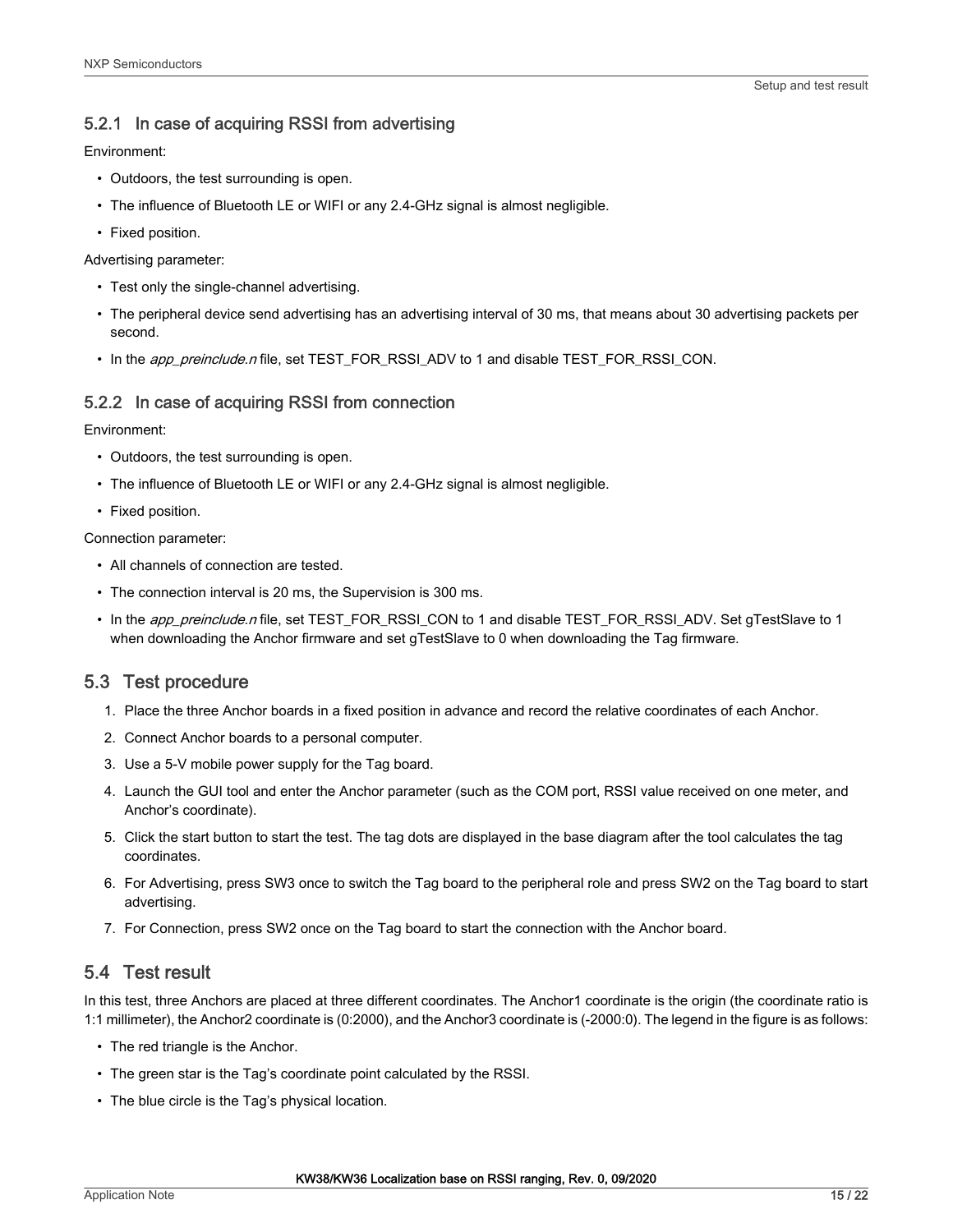### 5.2.1 In case of acquiring RSSI from advertising

Environment:

- Outdoors, the test surrounding is open.
- The influence of Bluetooth LE or WIFI or any 2.4-GHz signal is almost negligible.
- Fixed position.

Advertising parameter:

- Test only the single-channel advertising.
- The peripheral device send advertising has an advertising interval of 30 ms, that means about 30 advertising packets per second.
- In the *app_preinclude.n* file, set TEST_FOR_RSSI_ADV to 1 and disable TEST_FOR_RSSI_CON.

### 5.2.2 In case of acquiring RSSI from connection

Environment:

- Outdoors, the test surrounding is open.
- The influence of Bluetooth LE or WIFI or any 2.4-GHz signal is almost negligible.
- Fixed position.

Connection parameter:

- All channels of connection are tested.
- The connection interval is 20 ms, the Supervision is 300 ms.
- In the *app_preinclude.n* file, set TEST_FOR_RSSI_CON to 1 and disable TEST_FOR_RSSI_ADV. Set gTestSlave to 1 when downloading the Anchor firmware and set gTestSlave to 0 when downloading the Tag firmware.

## 5.3 Test procedure

1. Place the three Anchor boards in a fixed position in advance and record the relative coordinates of each Anchor.
2. Connect Anchor boards to a personal computer.
3. Use a 5-V mobile power supply for the Tag board.
4. Launch the GUI tool and enter the Anchor parameter (such as the COM port, RSSI value received on one meter, and Anchor's coordinate).
5. Click the start button to start the test. The tag dots are displayed in the base diagram after the tool calculates the tag coordinates.
6. For Advertising, press SW3 once to switch the Tag board to the peripheral role and press SW2 on the Tag board to start advertising.
7. For Connection, press SW2 once on the Tag board to start the connection with the Anchor board.

## 5.4 Test result

In this test, three Anchors are placed at three different coordinates. The Anchor1 coordinate is the origin (the coordinate ratio is 1:1 millimeter), the Anchor2 coordinate is (0:2000), and the Anchor3 coordinate is (-2000:0). The legend in the figure is as follows:

- The red triangle is the Anchor.
- The green star is the Tag's coordinate point calculated by the RSSI.
- The blue circle is the Tag's physical location.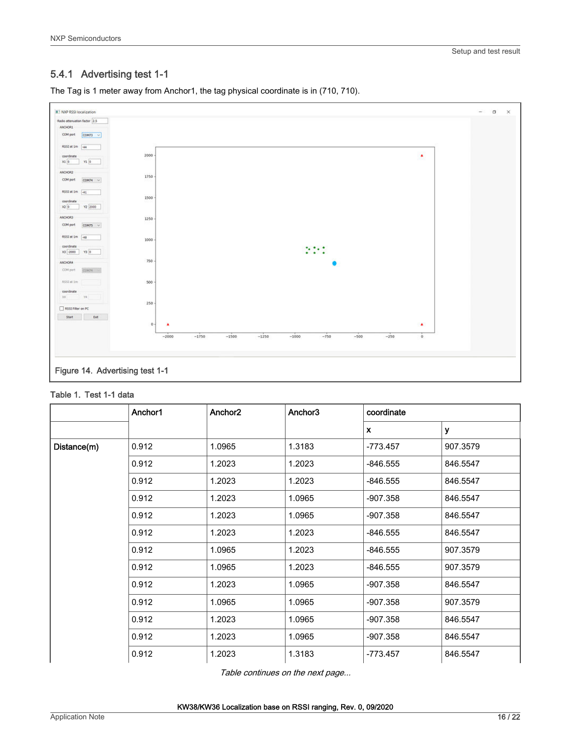### 5.4.1 Advertising test 1-1

The Tag is 1 meter away from Anchor1, the tag physical coordinate is in (710, 710).

NXP RSSI localization

Radio attenuation factor 2.5

ANCHOR1
COM port COM73
RSSI at 1m -44
coordinate
X1 0 Y1 0

ANCHOR2
COM port COM74
RSSI at 1m -41
coordinate
X2 0 Y2 2000

ANCHOR3
COM port COM75
RSSI at 1m -48
coordinate
X3 -2000 Y3 0

ANCHOR4
COM port COM74
RSSI at 1m
coordinate
X4 Y4

RSSI Filter on PC

Start Exit

2000
1750
1500
1250
1000
750
500
250
0

−2000 −1750 −1500 −1250 −1000 −750 −500 −250 0

Figure 14. Advertising test 1-1

Table 1. Test 1-1 data

| | Anchor1 | Anchor2 | Anchor3 | coordinate | |
|---|---|---|---|---|---|
| | | | | x | y |
| Distance(m) | 0.912 | 1.0965 | 1.3183 | -773.457 | 907.3579 |
| | 0.912 | 1.2023 | 1.2023 | -846.555 | 846.5547 |
| | 0.912 | 1.2023 | 1.2023 | -846.555 | 846.5547 |
| | 0.912 | 1.2023 | 1.0965 | -907.358 | 846.5547 |
| | 0.912 | 1.2023 | 1.0965 | -907.358 | 846.5547 |
| | 0.912 | 1.2023 | 1.2023 | -846.555 | 846.5547 |
| | 0.912 | 1.0965 | 1.2023 | -846.555 | 907.3579 |
| | 0.912 | 1.0965 | 1.2023 | -846.555 | 907.3579 |
| | 0.912 | 1.2023 | 1.0965 | -907.358 | 846.5547 |
| | 0.912 | 1.0965 | 1.0965 | -907.358 | 907.3579 |
| | 0.912 | 1.2023 | 1.0965 | -907.358 | 846.5547 |
| | 0.912 | 1.2023 | 1.0965 | -907.358 | 846.5547 |
| | 0.912 | 1.2023 | 1.3183 | -773.457 | 846.5547 |

*Table continues on the next page...*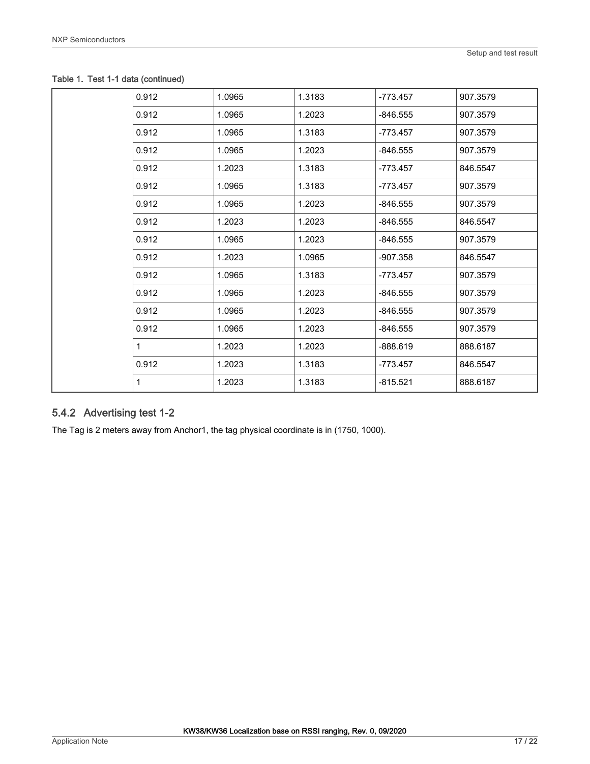Table 1. Test 1-1 data (continued)

| | | | | | |
|---|---|---|---|---|---|
| | 0.912 | 1.0965 | 1.3183 | -773.457 | 907.3579 |
| | 0.912 | 1.0965 | 1.2023 | -846.555 | 907.3579 |
| | 0.912 | 1.0965 | 1.3183 | -773.457 | 907.3579 |
| | 0.912 | 1.0965 | 1.2023 | -846.555 | 907.3579 |
| | 0.912 | 1.2023 | 1.3183 | -773.457 | 846.5547 |
| | 0.912 | 1.0965 | 1.3183 | -773.457 | 907.3579 |
| | 0.912 | 1.0965 | 1.2023 | -846.555 | 907.3579 |
| | 0.912 | 1.2023 | 1.2023 | -846.555 | 846.5547 |
| | 0.912 | 1.0965 | 1.2023 | -846.555 | 907.3579 |
| | 0.912 | 1.2023 | 1.0965 | -907.358 | 846.5547 |
| | 0.912 | 1.0965 | 1.3183 | -773.457 | 907.3579 |
| | 0.912 | 1.0965 | 1.2023 | -846.555 | 907.3579 |
| | 0.912 | 1.0965 | 1.2023 | -846.555 | 907.3579 |
| | 0.912 | 1.0965 | 1.2023 | -846.555 | 907.3579 |
| | 1 | 1.2023 | 1.2023 | -888.619 | 888.6187 |
| | 0.912 | 1.2023 | 1.3183 | -773.457 | 846.5547 |
| | 1 | 1.2023 | 1.3183 | -815.521 | 888.6187 |

### 5.4.2 Advertising test 1-2

The Tag is 2 meters away from Anchor1, the tag physical coordinate is in (1750, 1000).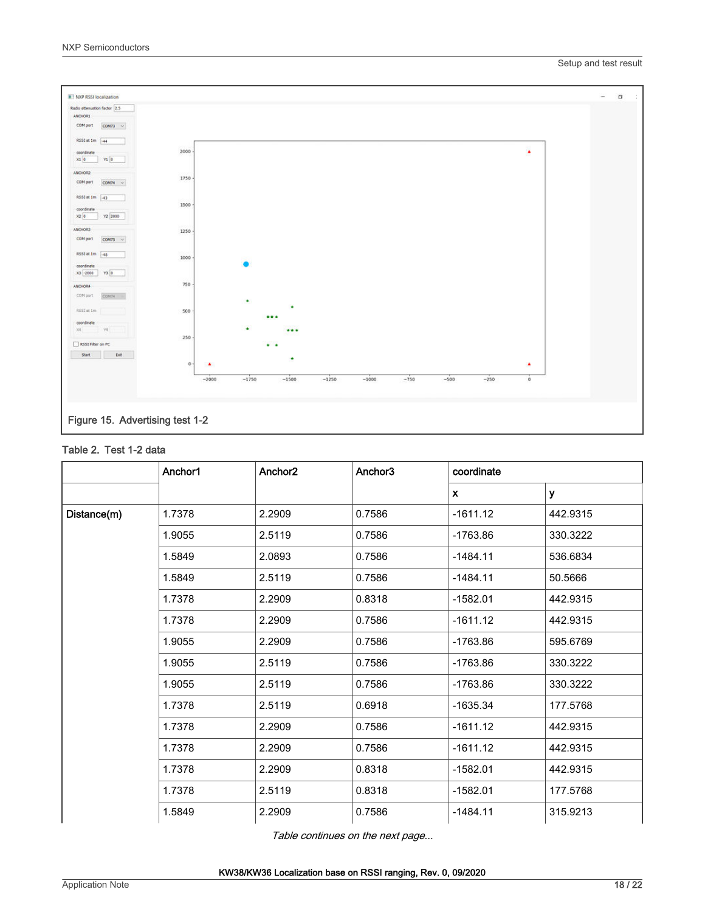NXP RSSI localization

Radio attenuation factor 2.5

ANCHOR1

COM port COM73

RSSI at 1m -44

coordinate

X1 0 Y1 0

ANCHOR2

COM port COM74

RSSI at 1m -43

coordinate

X2 0 Y2 2000

ANCHOR3

COM port COM75

RSSI at 1m -48

coordinate

X3 -2000 Y3 0

ANCHOR4

COM port COM76

RSSI at 1m

coordinate

X4 Y4

RSSI Filter on PC

Start Exit

2000

1750

1500

1250

1000

750

500

250

0

−2000 −1750 −1500 −1250 −1000 −750 −500 −250 0

Figure 15. Advertising test 1-2

Table 2. Test 1-2 data

| | Anchor1 | Anchor2 | Anchor3 | coordinate | |
|---|---|---|---|---|---|
| | | | | x | y |
| Distance(m) | 1.7378 | 2.2909 | 0.7586 | -1611.12 | 442.9315 |
| | 1.9055 | 2.5119 | 0.7586 | -1763.86 | 330.3222 |
| | 1.5849 | 2.0893 | 0.7586 | -1484.11 | 536.6834 |
| | 1.5849 | 2.5119 | 0.7586 | -1484.11 | 50.5666 |
| | 1.7378 | 2.2909 | 0.8318 | -1582.01 | 442.9315 |
| | 1.7378 | 2.2909 | 0.7586 | -1611.12 | 442.9315 |
| | 1.9055 | 2.2909 | 0.7586 | -1763.86 | 595.6769 |
| | 1.9055 | 2.5119 | 0.7586 | -1763.86 | 330.3222 |
| | 1.9055 | 2.5119 | 0.7586 | -1763.86 | 330.3222 |
| | 1.7378 | 2.5119 | 0.6918 | -1635.34 | 177.5768 |
| | 1.7378 | 2.2909 | 0.7586 | -1611.12 | 442.9315 |
| | 1.7378 | 2.2909 | 0.7586 | -1611.12 | 442.9315 |
| | 1.7378 | 2.2909 | 0.8318 | -1582.01 | 442.9315 |
| | 1.7378 | 2.5119 | 0.8318 | -1582.01 | 177.5768 |
| | 1.5849 | 2.2909 | 0.7586 | -1484.11 | 315.9213 |

*Table continues on the next page...*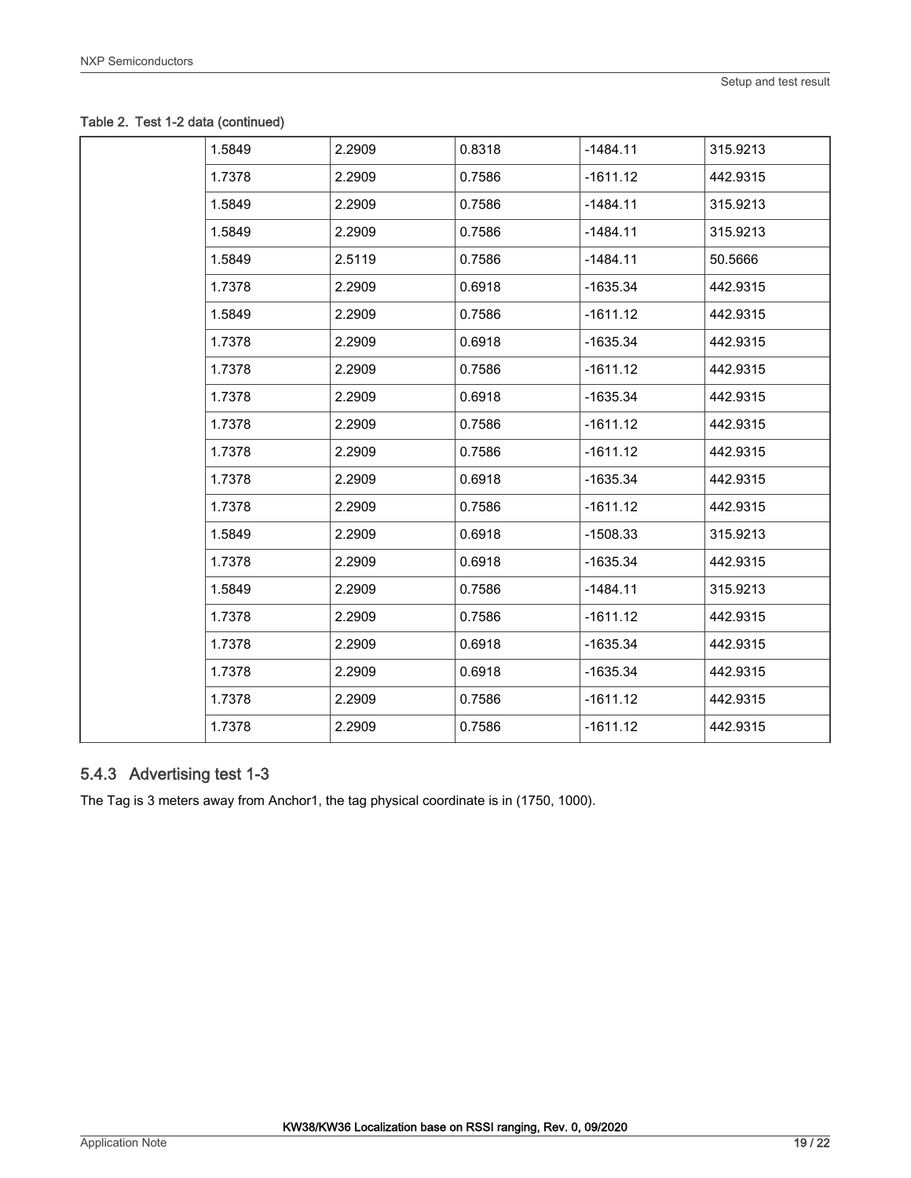Table 2. Test 1-2 data (continued)

| | | | | | |
|---|---|---|---|---|---|
| | 1.5849 | 2.2909 | 0.8318 | -1484.11 | 315.9213 |
| | 1.7378 | 2.2909 | 0.7586 | -1611.12 | 442.9315 |
| | 1.5849 | 2.2909 | 0.7586 | -1484.11 | 315.9213 |
| | 1.5849 | 2.2909 | 0.7586 | -1484.11 | 315.9213 |
| | 1.5849 | 2.5119 | 0.7586 | -1484.11 | 50.5666 |
| | 1.7378 | 2.2909 | 0.6918 | -1635.34 | 442.9315 |
| | 1.5849 | 2.2909 | 0.7586 | -1611.12 | 442.9315 |
| | 1.7378 | 2.2909 | 0.6918 | -1635.34 | 442.9315 |
| | 1.7378 | 2.2909 | 0.7586 | -1611.12 | 442.9315 |
| | 1.7378 | 2.2909 | 0.6918 | -1635.34 | 442.9315 |
| | 1.7378 | 2.2909 | 0.7586 | -1611.12 | 442.9315 |
| | 1.7378 | 2.2909 | 0.7586 | -1611.12 | 442.9315 |
| | 1.7378 | 2.2909 | 0.6918 | -1635.34 | 442.9315 |
| | 1.7378 | 2.2909 | 0.7586 | -1611.12 | 442.9315 |
| | 1.5849 | 2.2909 | 0.6918 | -1508.33 | 315.9213 |
| | 1.7378 | 2.2909 | 0.6918 | -1635.34 | 442.9315 |
| | 1.5849 | 2.2909 | 0.7586 | -1484.11 | 315.9213 |
| | 1.7378 | 2.2909 | 0.7586 | -1611.12 | 442.9315 |
| | 1.7378 | 2.2909 | 0.6918 | -1635.34 | 442.9315 |
| | 1.7378 | 2.2909 | 0.6918 | -1635.34 | 442.9315 |
| | 1.7378 | 2.2909 | 0.7586 | -1611.12 | 442.9315 |
| | 1.7378 | 2.2909 | 0.7586 | -1611.12 | 442.9315 |

### 5.4.3 Advertising test 1-3

The Tag is 3 meters away from Anchor1, the tag physical coordinate is in (1750, 1000).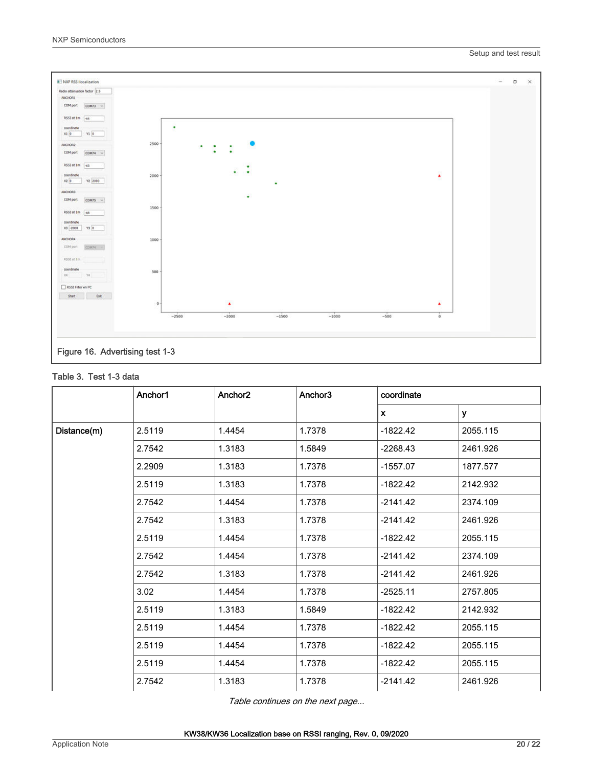NXP RSSI localization

Radio attenuation factor 2.5

ANCHOR1

COM port COM73

RSSI at 1m -44

coordinate

X1 0 Y1 0

ANCHOR2

COM port COM74

RSSI at 1m -43

coordinate

X2 0 Y2 2000

ANCHOR3

COM port COM75

RSSI at 1m -48

coordinate

X3 -2000 Y3 0

ANCHOR4

COM port COM74

RSSI at 1m

coordinate

X4 Y4

RSSI Filter on PC

Start Exit

2500

2000

1500

1000

500

0

−2500 −2000 −1500 −1000 −500 0

Figure 16. Advertising test 1-3

Table 3. Test 1-3 data

| | Anchor1 | Anchor2 | Anchor3 | coordinate | |
|---|---|---|---|---|---|
| | | | | x | y |
| Distance(m) | 2.5119 | 1.4454 | 1.7378 | -1822.42 | 2055.115 |
| | 2.7542 | 1.3183 | 1.5849 | -2268.43 | 2461.926 |
| | 2.2909 | 1.3183 | 1.7378 | -1557.07 | 1877.577 |
| | 2.5119 | 1.3183 | 1.7378 | -1822.42 | 2142.932 |
| | 2.7542 | 1.4454 | 1.7378 | -2141.42 | 2374.109 |
| | 2.7542 | 1.3183 | 1.7378 | -2141.42 | 2461.926 |
| | 2.5119 | 1.4454 | 1.7378 | -1822.42 | 2055.115 |
| | 2.7542 | 1.4454 | 1.7378 | -2141.42 | 2374.109 |
| | 2.7542 | 1.3183 | 1.7378 | -2141.42 | 2461.926 |
| | 3.02 | 1.4454 | 1.7378 | -2525.11 | 2757.805 |
| | 2.5119 | 1.3183 | 1.5849 | -1822.42 | 2142.932 |
| | 2.5119 | 1.4454 | 1.7378 | -1822.42 | 2055.115 |
| | 2.5119 | 1.4454 | 1.7378 | -1822.42 | 2055.115 |
| | 2.5119 | 1.4454 | 1.7378 | -1822.42 | 2055.115 |
| | 2.7542 | 1.3183 | 1.7378 | -2141.42 | 2461.926 |

*Table continues on the next page...*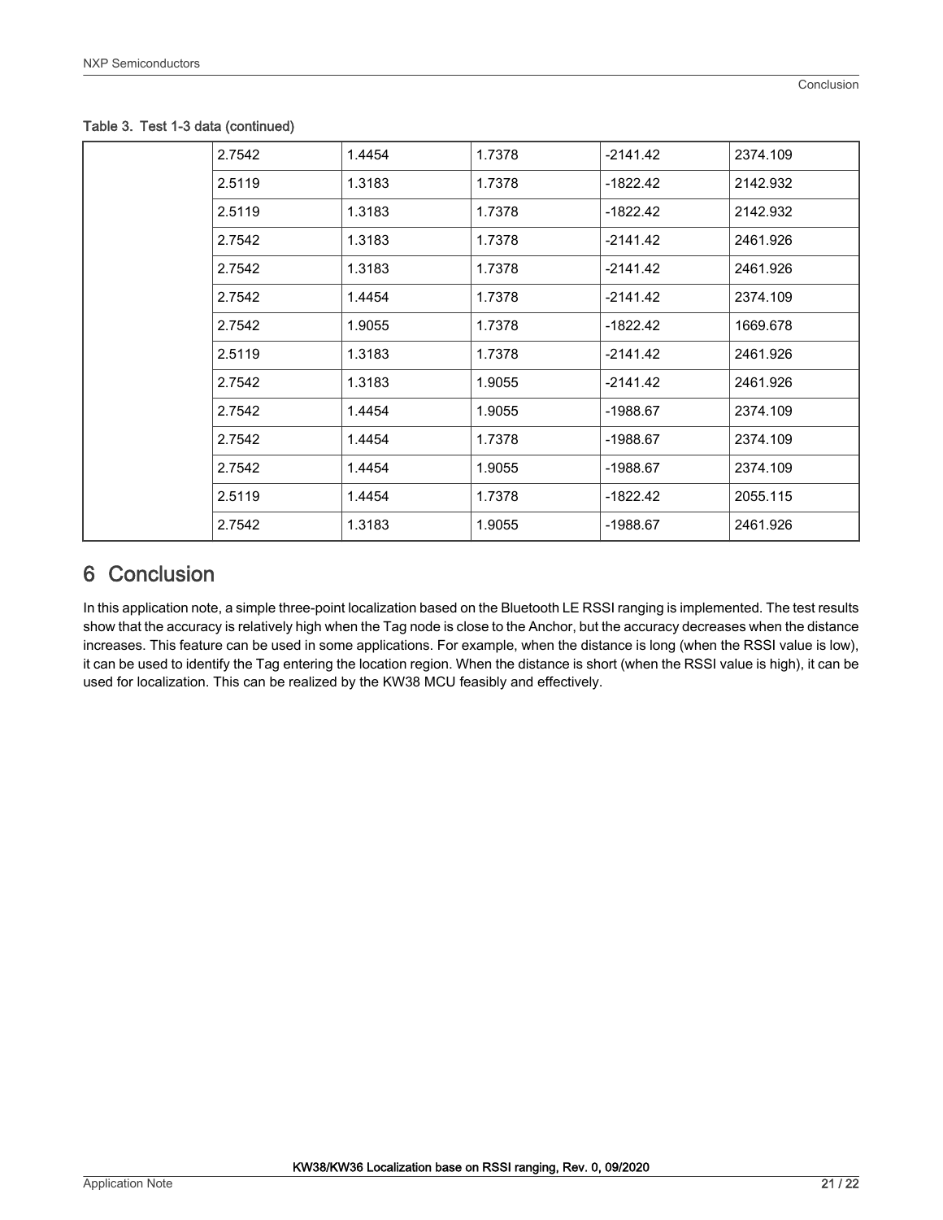Table 3. Test 1-3 data (continued)

| | | | | | |
|---|---|---|---|---|---|
| | 2.7542 | 1.4454 | 1.7378 | -2141.42 | 2374.109 |
| | 2.5119 | 1.3183 | 1.7378 | -1822.42 | 2142.932 |
| | 2.5119 | 1.3183 | 1.7378 | -1822.42 | 2142.932 |
| | 2.7542 | 1.3183 | 1.7378 | -2141.42 | 2461.926 |
| | 2.7542 | 1.3183 | 1.7378 | -2141.42 | 2461.926 |
| | 2.7542 | 1.4454 | 1.7378 | -2141.42 | 2374.109 |
| | 2.7542 | 1.9055 | 1.7378 | -1822.42 | 1669.678 |
| | 2.5119 | 1.3183 | 1.7378 | -2141.42 | 2461.926 |
| | 2.7542 | 1.3183 | 1.9055 | -2141.42 | 2461.926 |
| | 2.7542 | 1.4454 | 1.9055 | -1988.67 | 2374.109 |
| | 2.7542 | 1.4454 | 1.7378 | -1988.67 | 2374.109 |
| | 2.7542 | 1.4454 | 1.9055 | -1988.67 | 2374.109 |
| | 2.5119 | 1.4454 | 1.7378 | -1822.42 | 2055.115 |
| | 2.7542 | 1.3183 | 1.9055 | -1988.67 | 2461.926 |

# 6 Conclusion

In this application note, a simple three-point localization based on the Bluetooth LE RSSI ranging is implemented. The test results show that the accuracy is relatively high when the Tag node is close to the Anchor, but the accuracy decreases when the distance increases. This feature can be used in some applications. For example, when the distance is long (when the RSSI value is low), it can be used to identify the Tag entering the location region. When the distance is short (when the RSSI value is high), it can be used for localization. This can be realized by the KW38 MCU feasibly and effectively.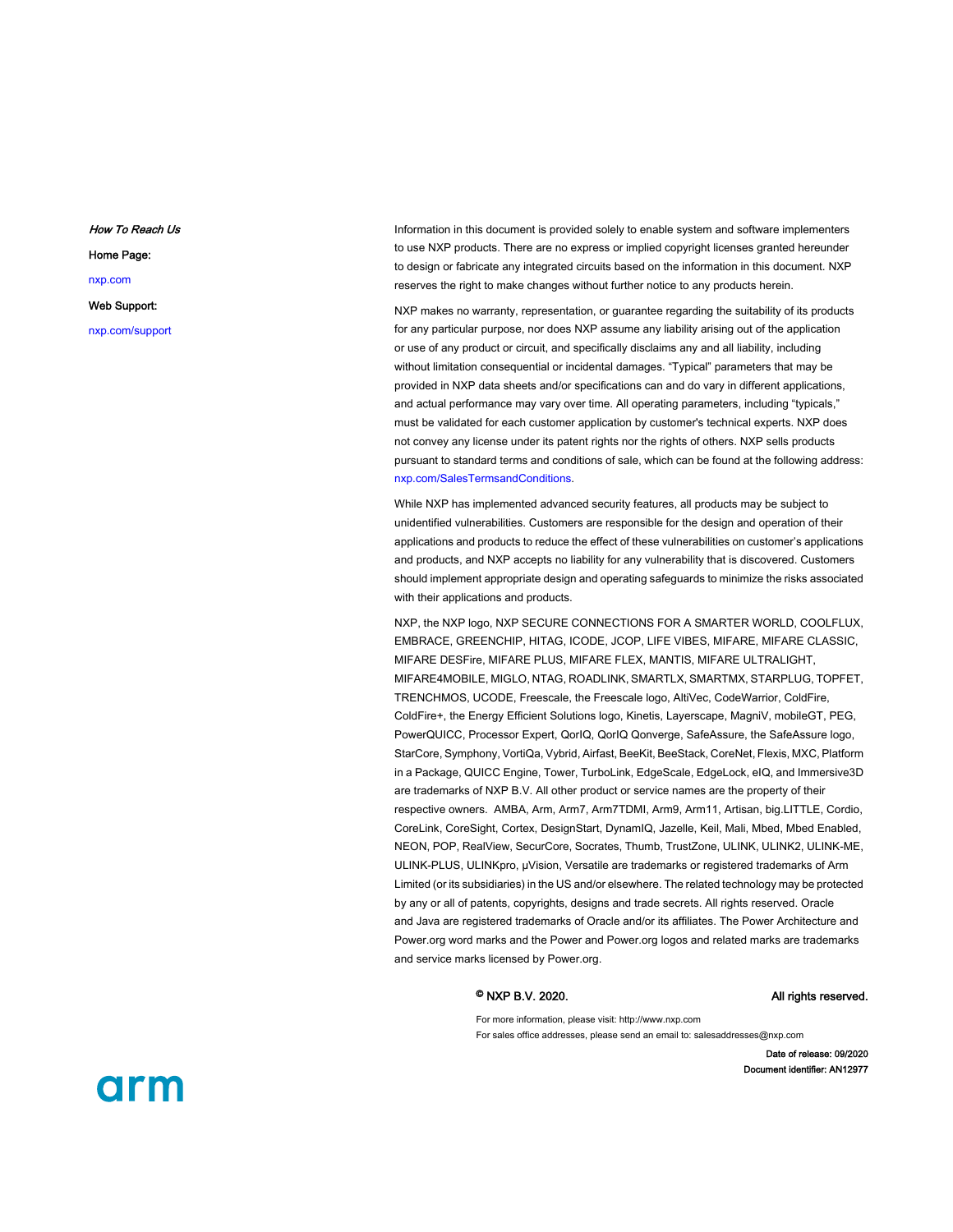*How To Reach Us*

**Home Page:**

nxp.com

**Web Support:**

nxp.com/support

Information in this document is provided solely to enable system and software implementers to use NXP products. There are no express or implied copyright licenses granted hereunder to design or fabricate any integrated circuits based on the information in this document. NXP reserves the right to make changes without further notice to any products herein.

NXP makes no warranty, representation, or guarantee regarding the suitability of its products for any particular purpose, nor does NXP assume any liability arising out of the application or use of any product or circuit, and specifically disclaims any and all liability, including without limitation consequential or incidental damages. “Typical” parameters that may be provided in NXP data sheets and/or specifications can and do vary in different applications, and actual performance may vary over time. All operating parameters, including “typicals,” must be validated for each customer application by customer's technical experts. NXP does not convey any license under its patent rights nor the rights of others. NXP sells products pursuant to standard terms and conditions of sale, which can be found at the following address: nxp.com/SalesTermsandConditions.

While NXP has implemented advanced security features, all products may be subject to unidentified vulnerabilities. Customers are responsible for the design and operation of their applications and products to reduce the effect of these vulnerabilities on customer’s applications and products, and NXP accepts no liability for any vulnerability that is discovered. Customers should implement appropriate design and operating safeguards to minimize the risks associated with their applications and products.

NXP, the NXP logo, NXP SECURE CONNECTIONS FOR A SMARTER WORLD, COOLFLUX, EMBRACE, GREENCHIP, HITAG, ICODE, JCOP, LIFE VIBES, MIFARE, MIFARE CLASSIC, MIFARE DESFire, MIFARE PLUS, MIFARE FLEX, MANTIS, MIFARE ULTRALIGHT, MIFARE4MOBILE, MIGLO, NTAG, ROADLINK, SMARTLX, SMARTMX, STARPLUG, TOPFET, TRENCHMOS, UCODE, Freescale, the Freescale logo, AltiVec, CodeWarrior, ColdFire, ColdFire+, the Energy Efficient Solutions logo, Kinetis, Layerscape, MagniV, mobileGT, PEG, PowerQUICC, Processor Expert, QorIQ, QorIQ Qonverge, SafeAssure, the SafeAssure logo, StarCore, Symphony, VortiQa, Vybrid, Airfast, BeeKit, BeeStack, CoreNet, Flexis, MXC, Platform in a Package, QUICC Engine, Tower, TurboLink, EdgeScale, EdgeLock, eIQ, and Immersive3D are trademarks of NXP B.V. All other product or service names are the property of their respective owners. AMBA, Arm, Arm7, Arm7TDMI, Arm9, Arm11, Artisan, big.LITTLE, Cordio, CoreLink, CoreSight, Cortex, DesignStart, DynamIQ, Jazelle, Keil, Mali, Mbed, Mbed Enabled, NEON, POP, RealView, SecurCore, Socrates, Thumb, TrustZone, ULINK, ULINK2, ULINK-ME, ULINK-PLUS, ULINKpro, μVision, Versatile are trademarks or registered trademarks of Arm Limited (or its subsidiaries) in the US and/or elsewhere. The related technology may be protected by any or all of patents, copyrights, designs and trade secrets. All rights reserved. Oracle and Java are registered trademarks of Oracle and/or its affiliates. The Power Architecture and Power.org word marks and the Power and Power.org logos and related marks are trademarks and service marks licensed by Power.org.

© NXP B.V. 2020. All rights reserved.

For more information, please visit: http://www.nxp.com
For sales office addresses, please send an email to: salesaddresses@nxp.com

Date of release: 09/2020
Document identifier: AN12977

arm